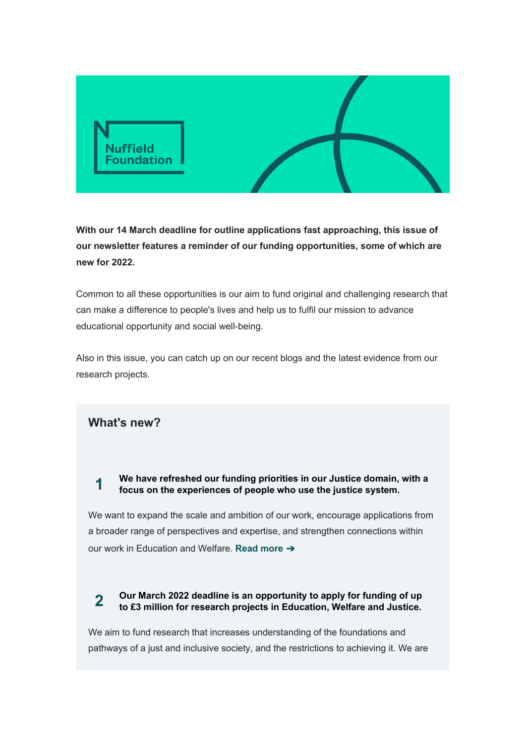Nuffield Foundation

**With our 14 March deadline for outline applications fast approaching, this issue of our newsletter features a reminder of our funding opportunities, some of which are new for 2022.**

Common to all these opportunities is our aim to fund original and challenging research that can make a difference to people's lives and help us to fulfil our mission to advance educational opportunity and social well-being.

Also in this issue, you can catch up on our recent blogs and the latest evidence from our research projects.

## What's new?

**1** **We have refreshed our funding priorities in our Justice domain, with a focus on the experiences of people who use the justice system.**

We want to expand the scale and ambition of our work, encourage applications from a broader range of perspectives and expertise, and strengthen connections within our work in Education and Welfare. **Read more ➔**

**2** **Our March 2022 deadline is an opportunity to apply for funding of up to £3 million for research projects in Education, Welfare and Justice.**

We aim to fund research that increases understanding of the foundations and pathways of a just and inclusive society, and the restrictions to achieving it. We are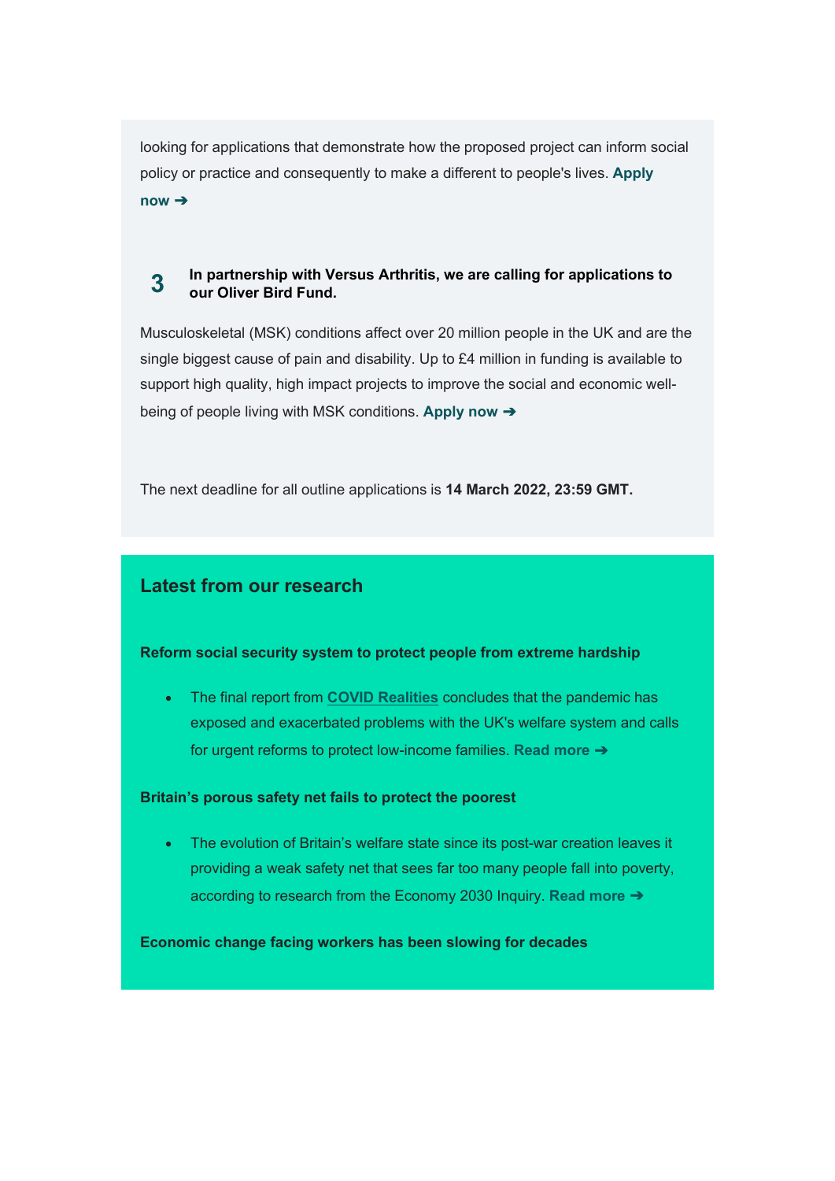looking for applications that demonstrate how the proposed project can inform social policy or practice and consequently to make a different to people's lives. **Apply now ➔**

**3** **In partnership with Versus Arthritis, we are calling for applications to our Oliver Bird Fund.**

Musculoskeletal (MSK) conditions affect over 20 million people in the UK and are the single biggest cause of pain and disability. Up to £4 million in funding is available to support high quality, high impact projects to improve the social and economic well-being of people living with MSK conditions. **Apply now ➔**

The next deadline for all outline applications is **14 March 2022, 23:59 GMT.**

## Latest from our research

**Reform social security system to protect people from extreme hardship**

- The final report from **COVID Realities** concludes that the pandemic has exposed and exacerbated problems with the UK's welfare system and calls for urgent reforms to protect low-income families. **Read more ➔**

**Britain's porous safety net fails to protect the poorest**

- The evolution of Britain's welfare state since its post-war creation leaves it providing a weak safety net that sees far too many people fall into poverty, according to research from the Economy 2030 Inquiry. **Read more ➔**

**Economic change facing workers has been slowing for decades**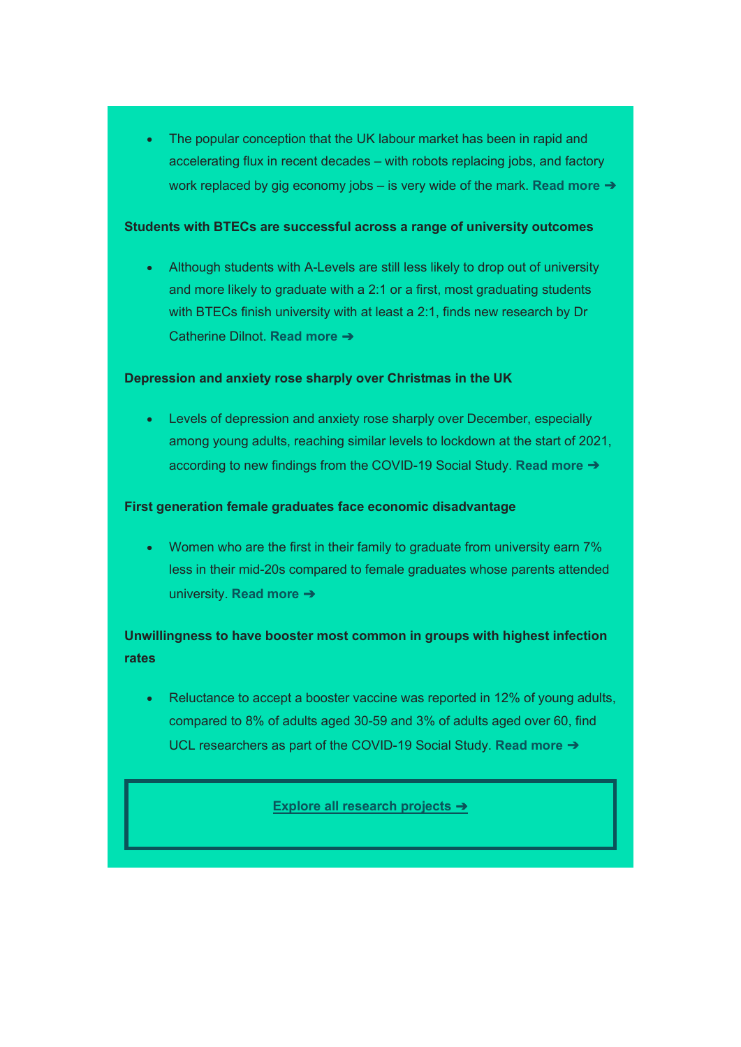- The popular conception that the UK labour market has been in rapid and accelerating flux in recent decades – with robots replacing jobs, and factory work replaced by gig economy jobs – is very wide of the mark. **Read more ➔**

**Students with BTECs are successful across a range of university outcomes**

- Although students with A-Levels are still less likely to drop out of university and more likely to graduate with a 2:1 or a first, most graduating students with BTECs finish university with at least a 2:1, finds new research by Dr Catherine Dilnot. **Read more ➔**

**Depression and anxiety rose sharply over Christmas in the UK**

- Levels of depression and anxiety rose sharply over December, especially among young adults, reaching similar levels to lockdown at the start of 2021, according to new findings from the COVID-19 Social Study. **Read more ➔**

**First generation female graduates face economic disadvantage**

- Women who are the first in their family to graduate from university earn 7% less in their mid-20s compared to female graduates whose parents attended university. **Read more ➔**

**Unwillingness to have booster most common in groups with highest infection rates**

- Reluctance to accept a booster vaccine was reported in 12% of young adults, compared to 8% of adults aged 30-59 and 3% of adults aged over 60, find UCL researchers as part of the COVID-19 Social Study. **Read more ➔**

**Explore all research projects ➔**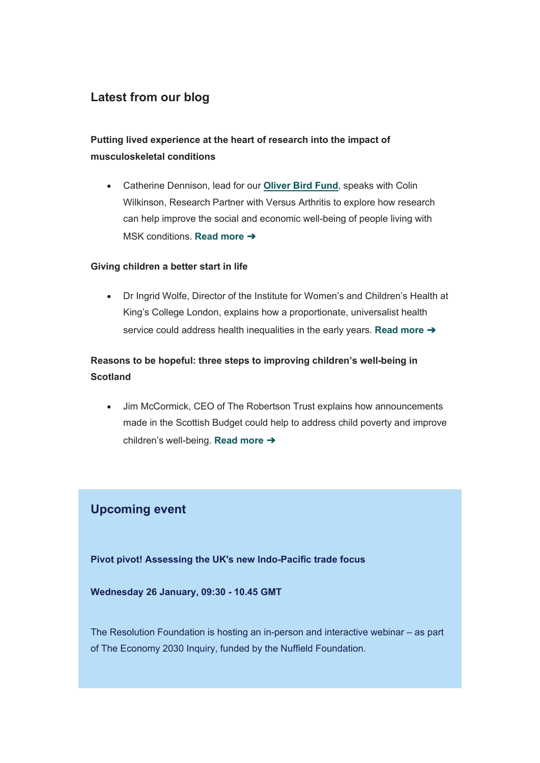## Latest from our blog

**Putting lived experience at the heart of research into the impact of musculoskeletal conditions**

- Catherine Dennison, lead for our **Oliver Bird Fund**, speaks with Colin Wilkinson, Research Partner with Versus Arthritis to explore how research can help improve the social and economic well-being of people living with MSK conditions. **Read more ➔**

**Giving children a better start in life**

- Dr Ingrid Wolfe, Director of the Institute for Women's and Children's Health at King's College London, explains how a proportionate, universalist health service could address health inequalities in the early years. **Read more ➔**

**Reasons to be hopeful: three steps to improving children's well-being in Scotland**

- Jim McCormick, CEO of The Robertson Trust explains how announcements made in the Scottish Budget could help to address child poverty and improve children's well-being. **Read more ➔**

## Upcoming event

**Pivot pivot! Assessing the UK's new Indo-Pacific trade focus**

**Wednesday 26 January, 09:30 - 10.45 GMT**

The Resolution Foundation is hosting an in-person and interactive webinar – as part of The Economy 2030 Inquiry, funded by the Nuffield Foundation.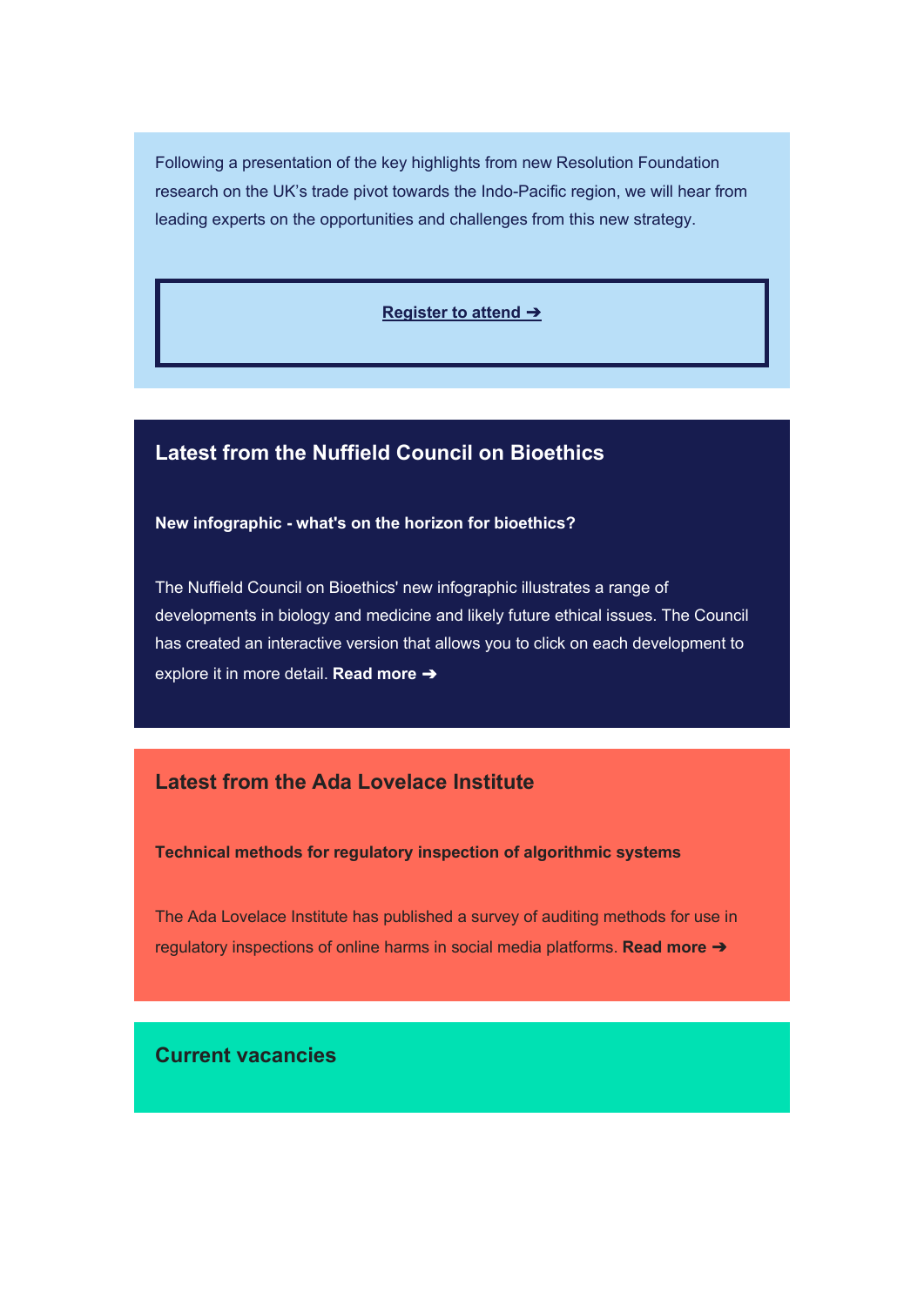Following a presentation of the key highlights from new Resolution Foundation research on the UK's trade pivot towards the Indo-Pacific region, we will hear from leading experts on the opportunities and challenges from this new strategy.

**Register to attend ➔**

## Latest from the Nuffield Council on Bioethics

**New infographic - what's on the horizon for bioethics?**

The Nuffield Council on Bioethics' new infographic illustrates a range of developments in biology and medicine and likely future ethical issues. The Council has created an interactive version that allows you to click on each development to explore it in more detail. **Read more ➔**

## Latest from the Ada Lovelace Institute

**Technical methods for regulatory inspection of algorithmic systems**

The Ada Lovelace Institute has published a survey of auditing methods for use in regulatory inspections of online harms in social media platforms. **Read more ➔**

## Current vacancies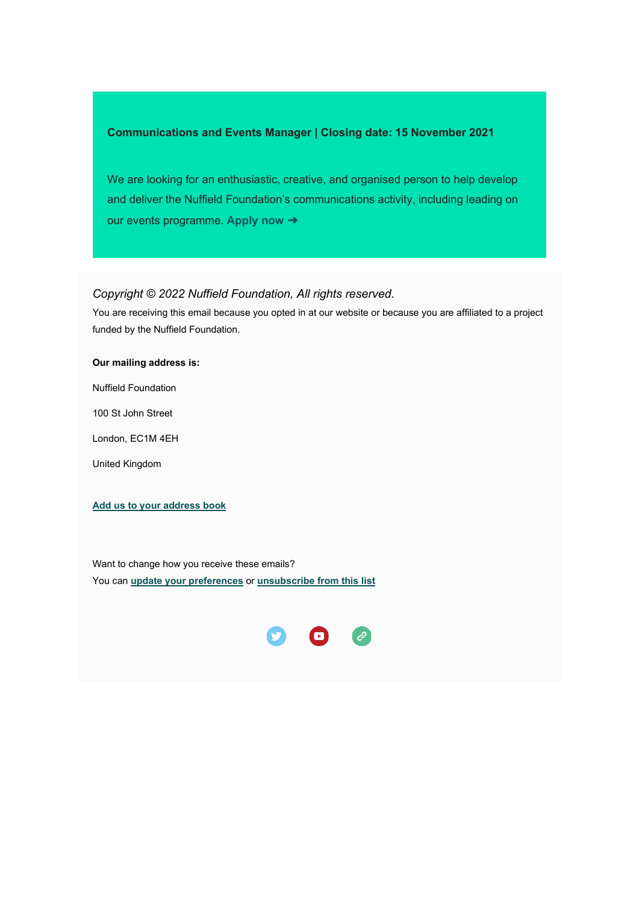**Communications and Events Manager | Closing date: 15 November 2021**

We are looking for an enthusiastic, creative, and organised person to help develop and deliver the Nuffield Foundation's communications activity, including leading on our events programme. **Apply now ➔**

*Copyright © 2022 Nuffield Foundation, All rights reserved.*

You are receiving this email because you opted in at our website or because you are affiliated to a project funded by the Nuffield Foundation.

**Our mailing address is:**

Nuffield Foundation

100 St John Street

London, EC1M 4EH

United Kingdom

**Add us to your address book**

Want to change how you receive these emails?

You can **update your preferences** or **unsubscribe from this list**